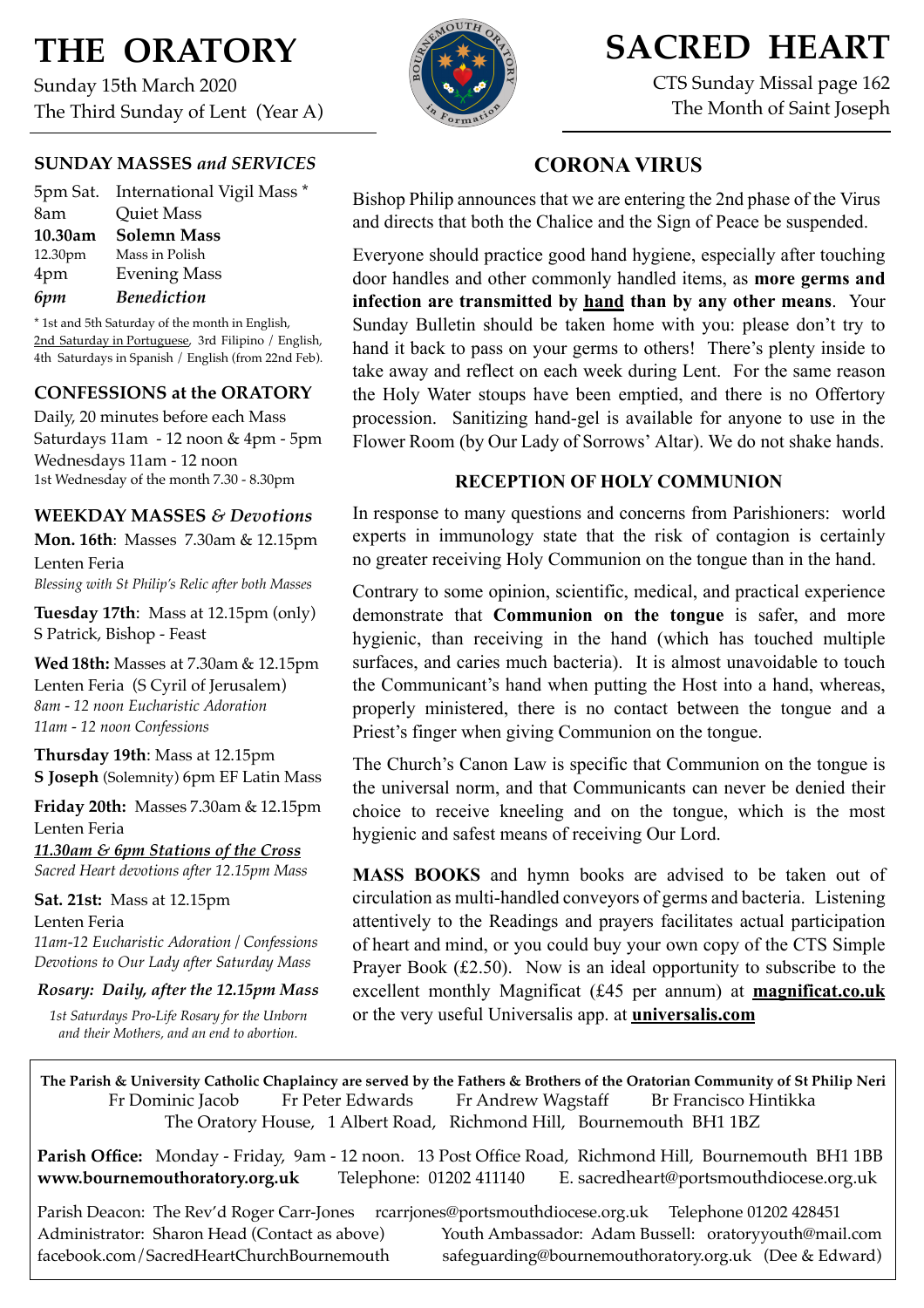# THE ORATORY

Sunday 15th March 2020
The Third Sunday of Lent (Year A)

# SACRED HEART

CTS Sunday Missal page 162
The Month of Saint Joseph

## SUNDAY MASSES *and SERVICES*

| | |
|---|---|
| 5pm Sat. | International Vigil Mass * |
| 8am | Quiet Mass |
| **10.30am** | **Solemn Mass** |
| 12.30pm | Mass in Polish |
| 4pm | Evening Mass |
| *6pm* | ***Benediction*** |

* 1st and 5th Saturday of the month in English, 2nd Saturday in Portuguese, 3rd Filipino / English, 4th Saturdays in Spanish / English (from 22nd Feb).

## CONFESSIONS at the ORATORY

Daily, 20 minutes before each Mass
Saturdays 11am - 12 noon & 4pm - 5pm
Wednesdays 11am - 12 noon
1st Wednesday of the month 7.30 - 8.30pm

## WEEKDAY MASSES *& Devotions*

**Mon. 16th**: Masses 7.30am & 12.15pm
Lenten Feria
*Blessing with St Philip's Relic after both Masses*

**Tuesday 17th**: Mass at 12.15pm (only)
S Patrick, Bishop - Feast

**Wed 18th:** Masses at 7.30am & 12.15pm
Lenten Feria (S Cyril of Jerusalem)
*8am - 12 noon Eucharistic Adoration*
*11am - 12 noon Confessions*

**Thursday 19th**: Mass at 12.15pm
**S Joseph** (Solemnity) 6pm EF Latin Mass

**Friday 20th:** Masses 7.30am & 12.15pm
Lenten Feria
***11.30am & 6pm Stations of the Cross***
*Sacred Heart devotions after 12.15pm Mass*

**Sat. 21st:** Mass at 12.15pm
Lenten Feria
*11am-12 Eucharistic Adoration / Confessions*
*Devotions to Our Lady after Saturday Mass*

***Rosary: Daily, after the 12.15pm Mass***

*1st Saturdays Pro-Life Rosary for the Unborn and their Mothers, and an end to abortion.*

## CORONA VIRUS

Bishop Philip announces that we are entering the 2nd phase of the Virus and directs that both the Chalice and the Sign of Peace be suspended.

Everyone should practice good hand hygiene, especially after touching door handles and other commonly handled items, as **more germs and infection are transmitted by hand than by any other means**. Your Sunday Bulletin should be taken home with you: please don't try to hand it back to pass on your germs to others! There's plenty inside to take away and reflect on each week during Lent. For the same reason the Holy Water stoups have been emptied, and there is no Offertory procession. Sanitizing hand-gel is available for anyone to use in the Flower Room (by Our Lady of Sorrows' Altar). We do not shake hands.

### RECEPTION OF HOLY COMMUNION

In response to many questions and concerns from Parishioners: world experts in immunology state that the risk of contagion is certainly no greater receiving Holy Communion on the tongue than in the hand.

Contrary to some opinion, scientific, medical, and practical experience demonstrate that **Communion on the tongue** is safer, and more hygienic, than receiving in the hand (which has touched multiple surfaces, and caries much bacteria). It is almost unavoidable to touch the Communicant's hand when putting the Host into a hand, whereas, properly ministered, there is no contact between the tongue and a Priest's finger when giving Communion on the tongue.

The Church's Canon Law is specific that Communion on the tongue is the universal norm, and that Communicants can never be denied their choice to receive kneeling and on the tongue, which is the most hygienic and safest means of receiving Our Lord.

**MASS BOOKS** and hymn books are advised to be taken out of circulation as multi-handled conveyors of germs and bacteria. Listening attentively to the Readings and prayers facilitates actual participation of heart and mind, or you could buy your own copy of the CTS Simple Prayer Book (£2.50). Now is an ideal opportunity to subscribe to the excellent monthly Magnificat (£45 per annum) at **magnificat.co.uk** or the very useful Universalis app. at **universalis.com**

---

**The Parish & University Catholic Chaplaincy are served by the Fathers & Brothers of the Oratorian Community of St Philip Neri**
Fr Dominic Jacob Fr Peter Edwards Fr Andrew Wagstaff Br Francisco Hintikka
The Oratory House, 1 Albert Road, Richmond Hill, Bournemouth BH1 1BZ

**Parish Office:** Monday - Friday, 9am - 12 noon. 13 Post Office Road, Richmond Hill, Bournemouth BH1 1BB
**www.bournemouthoratory.org.uk** Telephone: 01202 411140 E. sacredheart@portsmouthdiocese.org.uk

Parish Deacon: The Rev'd Roger Carr-Jones rcarrjones@portsmouthdiocese.org.uk Telephone 01202 428451
Administrator: Sharon Head (Contact as above) Youth Ambassador: Adam Bussell: oratoryyouth@mail.com
facebook.com/SacredHeartChurchBournemouth safeguarding@bournemouthoratory.org.uk (Dee & Edward)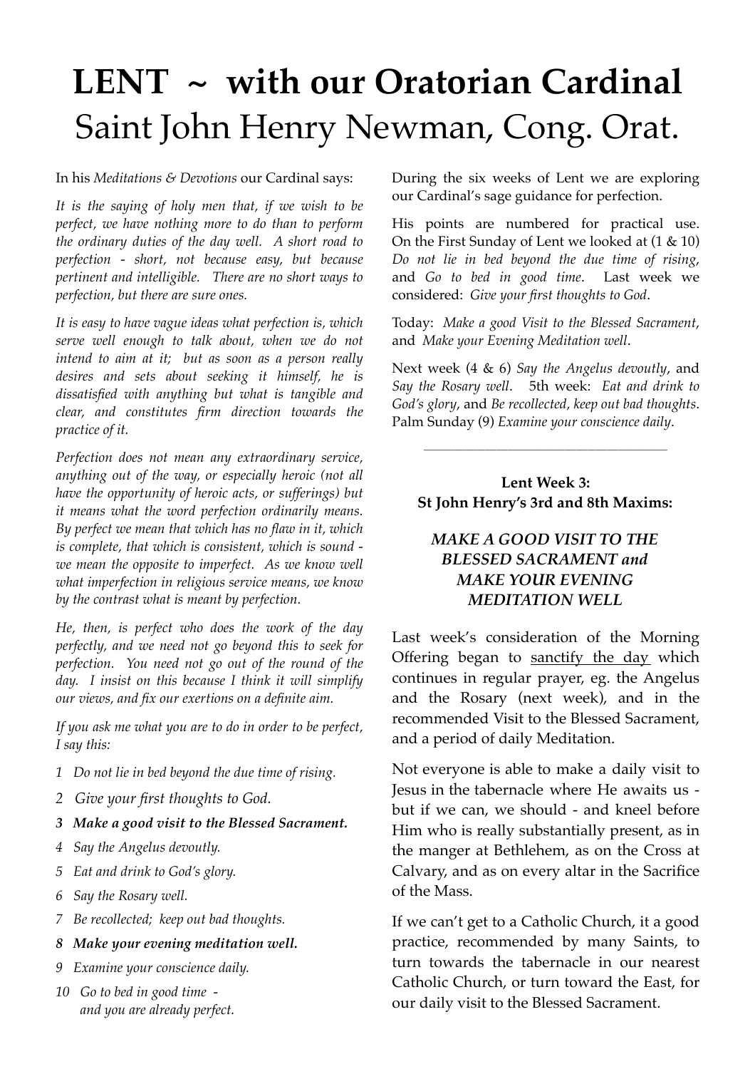# LENT ~ with our Oratorian Cardinal
# Saint John Henry Newman, Cong. Orat.

In his *Meditations & Devotions* our Cardinal says:

*It is the saying of holy men that, if we wish to be perfect, we have nothing more to do than to perform the ordinary duties of the day well. A short road to perfection - short, not because easy, but because pertinent and intelligible. There are no short ways to perfection, but there are sure ones.*

*It is easy to have vague ideas what perfection is, which serve well enough to talk about, when we do not intend to aim at it; but as soon as a person really desires and sets about seeking it himself, he is dissatisfied with anything but what is tangible and clear, and constitutes firm direction towards the practice of it.*

*Perfection does not mean any extraordinary service, anything out of the way, or especially heroic (not all have the opportunity of heroic acts, or sufferings) but it means what the word perfection ordinarily means. By perfect we mean that which has no flaw in it, which is complete, that which is consistent, which is sound - we mean the opposite to imperfect. As we know well what imperfection in religious service means, we know by the contrast what is meant by perfection.*

*He, then, is perfect who does the work of the day perfectly, and we need not go beyond this to seek for perfection. You need not go out of the round of the day. I insist on this because I think it will simplify our views, and fix our exertions on a definite aim.*

*If you ask me what you are to do in order to be perfect, I say this:*

1. *Do not lie in bed beyond the due time of rising.*
2. *Give your first thoughts to God.*
3. ***Make a good visit to the Blessed Sacrament.***
4. *Say the Angelus devoutly.*
5. *Eat and drink to God's glory.*
6. *Say the Rosary well.*
7. *Be recollected; keep out bad thoughts.*
8. ***Make your evening meditation well.***
9. *Examine your conscience daily.*
10. *Go to bed in good time - and you are already perfect.*

During the six weeks of Lent we are exploring our Cardinal's sage guidance for perfection.

His points are numbered for practical use. On the First Sunday of Lent we looked at (1 & 10) *Do not lie in bed beyond the due time of rising*, and *Go to bed in good time*. Last week we considered: *Give your first thoughts to God*.

Today: *Make a good Visit to the Blessed Sacrament*, and *Make your Evening Meditation well*.

Next week (4 & 6) *Say the Angelus devoutly*, and *Say the Rosary well*. 5th week: *Eat and drink to God's glory*, and *Be recollected, keep out bad thoughts*. Palm Sunday (9) *Examine your conscience daily*.

---

**Lent Week 3:**
**St John Henry's 3rd and 8th Maxims:**

***MAKE A GOOD VISIT TO THE BLESSED SACRAMENT and MAKE YOUR EVENING MEDITATION WELL***

Last week's consideration of the Morning Offering began to sanctify the day which continues in regular prayer, eg. the Angelus and the Rosary (next week), and in the recommended Visit to the Blessed Sacrament, and a period of daily Meditation.

Not everyone is able to make a daily visit to Jesus in the tabernacle where He awaits us - but if we can, we should - and kneel before Him who is really substantially present, as in the manger at Bethlehem, as on the Cross at Calvary, and as on every altar in the Sacrifice of the Mass.

If we can't get to a Catholic Church, it a good practice, recommended by many Saints, to turn towards the tabernacle in our nearest Catholic Church, or turn toward the East, for our daily visit to the Blessed Sacrament.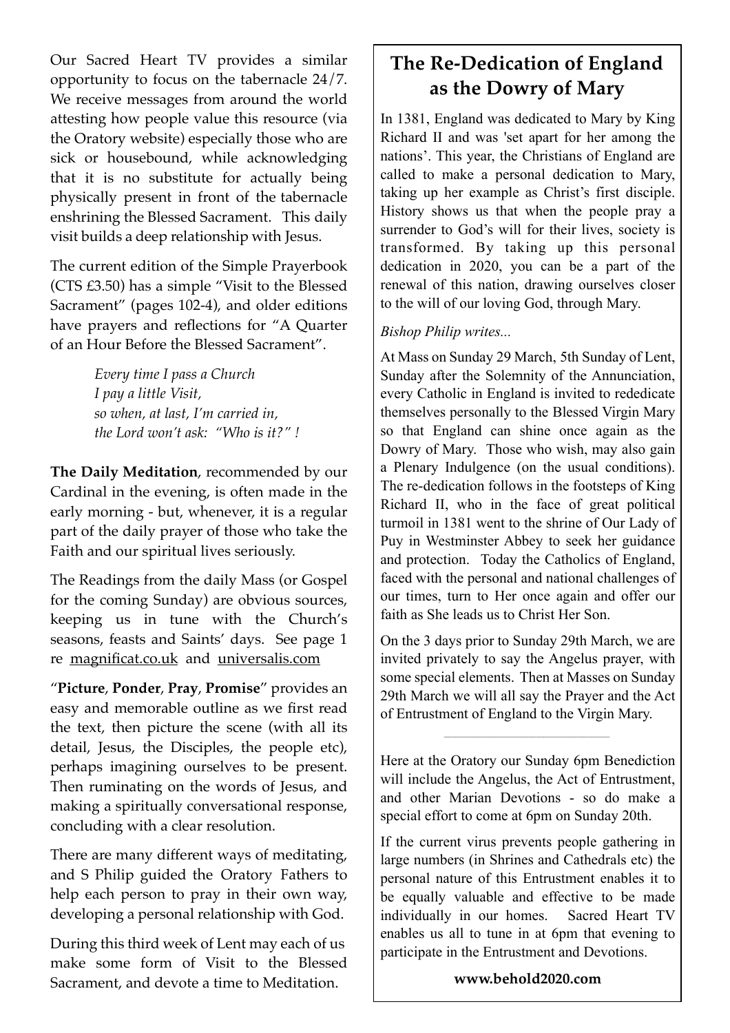Our Sacred Heart TV provides a similar opportunity to focus on the tabernacle 24/7. We receive messages from around the world attesting how people value this resource (via the Oratory website) especially those who are sick or housebound, while acknowledging that it is no substitute for actually being physically present in front of the tabernacle enshrining the Blessed Sacrament. This daily visit builds a deep relationship with Jesus.

The current edition of the Simple Prayerbook (CTS £3.50) has a simple "Visit to the Blessed Sacrament" (pages 102-4), and older editions have prayers and reflections for "A Quarter of an Hour Before the Blessed Sacrament".

> *Every time I pass a Church*
> *I pay a little Visit,*
> *so when, at last, I'm carried in,*
> *the Lord won't ask: "Who is it?" !*

**The Daily Meditation**, recommended by our Cardinal in the evening, is often made in the early morning - but, whenever, it is a regular part of the daily prayer of those who take the Faith and our spiritual lives seriously.

The Readings from the daily Mass (or Gospel for the coming Sunday) are obvious sources, keeping us in tune with the Church's seasons, feasts and Saints' days. See page 1 re magnificat.co.uk and universalis.com

"**Picture**, **Ponder**, **Pray**, **Promise**" provides an easy and memorable outline as we first read the text, then picture the scene (with all its detail, Jesus, the Disciples, the people etc), perhaps imagining ourselves to be present. Then ruminating on the words of Jesus, and making a spiritually conversational response, concluding with a clear resolution.

There are many different ways of meditating, and S Philip guided the Oratory Fathers to help each person to pray in their own way, developing a personal relationship with God.

During this third week of Lent may each of us make some form of Visit to the Blessed Sacrament, and devote a time to Meditation.

## The Re-Dedication of England as the Dowry of Mary

In 1381, England was dedicated to Mary by King Richard II and was 'set apart for her among the nations'. This year, the Christians of England are called to make a personal dedication to Mary, taking up her example as Christ's first disciple. History shows us that when the people pray a surrender to God's will for their lives, society is transformed. By taking up this personal dedication in 2020, you can be a part of the renewal of this nation, drawing ourselves closer to the will of our loving God, through Mary.

*Bishop Philip writes...*

At Mass on Sunday 29 March, 5th Sunday of Lent, Sunday after the Solemnity of the Annunciation, every Catholic in England is invited to rededicate themselves personally to the Blessed Virgin Mary so that England can shine once again as the Dowry of Mary. Those who wish, may also gain a Plenary Indulgence (on the usual conditions). The re-dedication follows in the footsteps of King Richard II, who in the face of great political turmoil in 1381 went to the shrine of Our Lady of Puy in Westminster Abbey to seek her guidance and protection. Today the Catholics of England, faced with the personal and national challenges of our times, turn to Her once again and offer our faith as She leads us to Christ Her Son.

On the 3 days prior to Sunday 29th March, we are invited privately to say the Angelus prayer, with some special elements. Then at Masses on Sunday 29th March we will all say the Prayer and the Act of Entrustment of England to the Virgin Mary.

---

Here at the Oratory our Sunday 6pm Benediction will include the Angelus, the Act of Entrustment, and other Marian Devotions - so do make a special effort to come at 6pm on Sunday 20th.

If the current virus prevents people gathering in large numbers (in Shrines and Cathedrals etc) the personal nature of this Entrustment enables it to be equally valuable and effective to be made individually in our homes. Sacred Heart TV enables us all to tune in at 6pm that evening to participate in the Entrustment and Devotions.

**www.behold2020.com**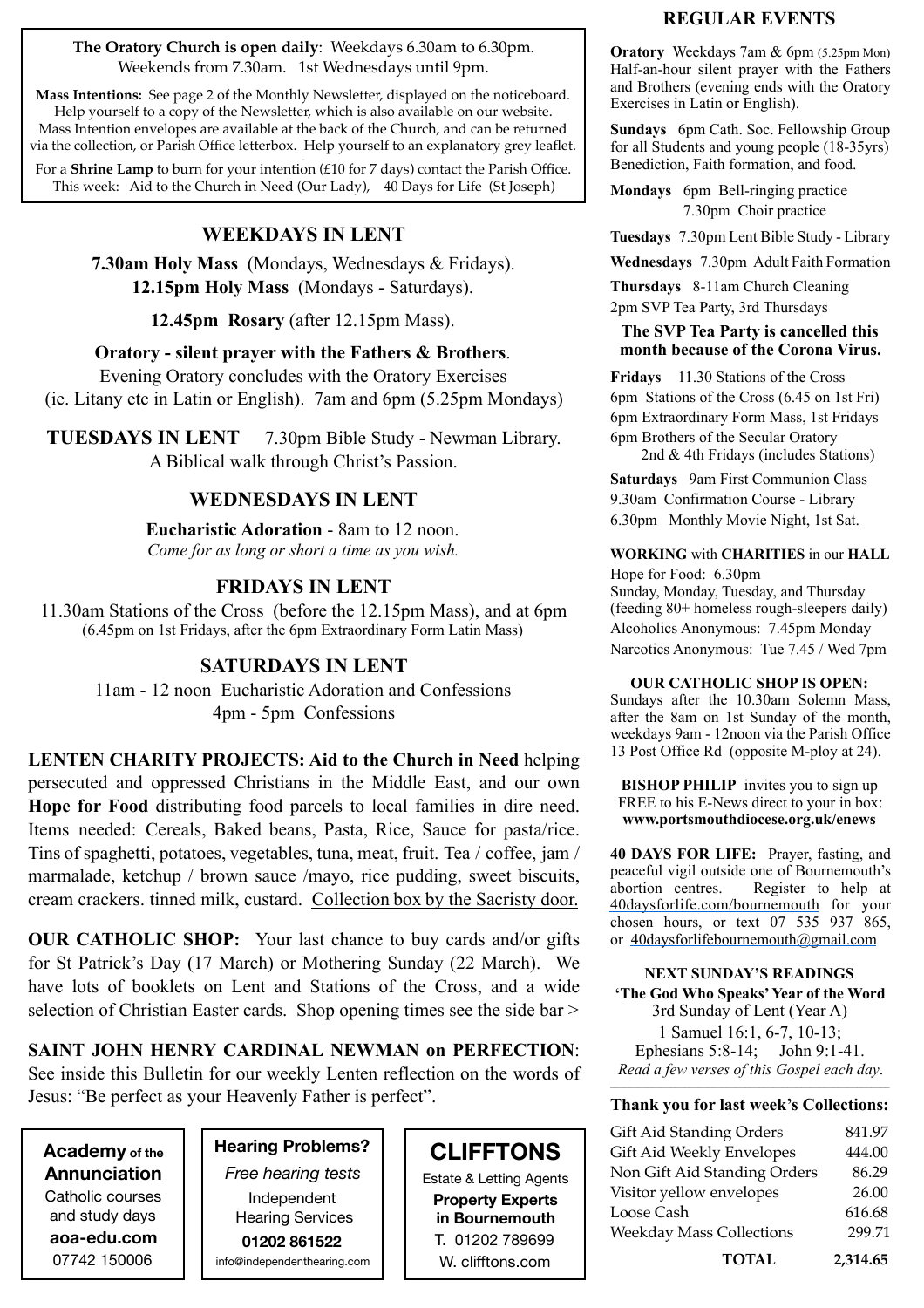**The Oratory Church is open daily**: Weekdays 6.30am to 6.30pm. Weekends from 7.30am. 1st Wednesdays until 9pm.

**Mass Intentions:** See page 2 of the Monthly Newsletter, displayed on the noticeboard. Help yourself to a copy of the Newsletter, which is also available on our website. Mass Intention envelopes are available at the back of the Church, and can be returned via the collection, or Parish Office letterbox. Help yourself to an explanatory grey leaflet.

For a **Shrine Lamp** to burn for your intention (£10 for 7 days) contact the Parish Office. This week: Aid to the Church in Need (Our Lady), 40 Days for Life (St Joseph)

## WEEKDAYS IN LENT

**7.30am Holy Mass** (Mondays, Wednesdays & Fridays).
**12.15pm Holy Mass** (Mondays - Saturdays).

**12.45pm Rosary** (after 12.15pm Mass).

**Oratory - silent prayer with the Fathers & Brothers**.
Evening Oratory concludes with the Oratory Exercises (ie. Litany etc in Latin or English). 7am and 6pm (5.25pm Mondays)

**TUESDAYS IN LENT** 7.30pm Bible Study - Newman Library. A Biblical walk through Christ's Passion.

## WEDNESDAYS IN LENT

**Eucharistic Adoration** - 8am to 12 noon.
*Come for as long or short a time as you wish.*

## FRIDAYS IN LENT

11.30am Stations of the Cross (before the 12.15pm Mass), and at 6pm (6.45pm on 1st Fridays, after the 6pm Extraordinary Form Latin Mass)

## SATURDAYS IN LENT

11am - 12 noon Eucharistic Adoration and Confessions
4pm - 5pm Confessions

**LENTEN CHARITY PROJECTS: Aid to the Church in Need** helping persecuted and oppressed Christians in the Middle East, and our own **Hope for Food** distributing food parcels to local families in dire need. Items needed: Cereals, Baked beans, Pasta, Rice, Sauce for pasta/rice. Tins of spaghetti, potatoes, vegetables, tuna, meat, fruit. Tea / coffee, jam / marmalade, ketchup / brown sauce /mayo, rice pudding, sweet biscuits, cream crackers. tinned milk, custard. Collection box by the Sacristy door.

**OUR CATHOLIC SHOP:** Your last chance to buy cards and/or gifts for St Patrick's Day (17 March) or Mothering Sunday (22 March). We have lots of booklets on Lent and Stations of the Cross, and a wide selection of Christian Easter cards. Shop opening times see the side bar >

**SAINT JOHN HENRY CARDINAL NEWMAN on PERFECTION**: See inside this Bulletin for our weekly Lenten reflection on the words of Jesus: "Be perfect as your Heavenly Father is perfect".

**Academy of the Annunciation**
Catholic courses and study days
**aoa-edu.com**
07742 150006

**Hearing Problems?**
*Free hearing tests*
Independent Hearing Services
**01202 861522**
info@independenthearing.com

**CLIFFTONS**
Estate & Letting Agents
**Property Experts in Bournemouth**
T. 01202 789699
W. cliftons.com

## REGULAR EVENTS

**Oratory** Weekdays 7am & 6pm (5.25pm Mon) Half-an-hour silent prayer with the Fathers and Brothers (evening ends with the Oratory Exercises in Latin or English).

**Sundays** 6pm Cath. Soc. Fellowship Group for all Students and young people (18-35yrs) Benediction, Faith formation, and food.

**Mondays** 6pm Bell-ringing practice
7.30pm Choir practice

**Tuesdays** 7.30pm Lent Bible Study - Library

**Wednesdays** 7.30pm Adult Faith Formation

**Thursdays** 8-11am Church Cleaning
2pm SVP Tea Party, 3rd Thursdays

**The SVP Tea Party is cancelled this month because of the Corona Virus.**

**Fridays** 11.30 Stations of the Cross
6pm Stations of the Cross (6.45 on 1st Fri)
6pm Extraordinary Form Mass, 1st Fridays
6pm Brothers of the Secular Oratory
2nd & 4th Fridays (includes Stations)

**Saturdays** 9am First Communion Class
9.30am Confirmation Course - Library
6.30pm Monthly Movie Night, 1st Sat.

**WORKING** with **CHARITIES** in our **HALL**
Hope for Food: 6.30pm
Sunday, Monday, Tuesday, and Thursday (feeding 80+ homeless rough-sleepers daily)
Alcoholics Anonymous: 7.45pm Monday
Narcotics Anonymous: Tue 7.45 / Wed 7pm

**OUR CATHOLIC SHOP IS OPEN:**
Sundays after the 10.30am Solemn Mass, after the 8am on 1st Sunday of the month, weekdays 9am - 12noon via the Parish Office 13 Post Office Rd (opposite M-ploy at 24).

**BISHOP PHILIP** invites you to sign up FREE to his E-News direct to your in box: **www.portsmouthdiocese.org.uk/enews**

**40 DAYS FOR LIFE:** Prayer, fasting, and peaceful vigil outside one of Bournemouth's abortion centres. Register to help at 40daysforlife.com/bournemouth for your chosen hours, or text 07 535 937 865, or 40daysforlifebournemouth@gmail.com

**NEXT SUNDAY'S READINGS**
**'The God Who Speaks' Year of the Word**
3rd Sunday of Lent (Year A)
1 Samuel 16:1, 6-7, 10-13;
Ephesians 5:8-14; John 9:1-41.
*Read a few verses of this Gospel each day*.

**Thank you for last week's Collections:**

| | |
|---|---|
| Gift Aid Standing Orders | 841.97 |
| Gift Aid Weekly Envelopes | 444.00 |
| Non Gift Aid Standing Orders | 86.29 |
| Visitor yellow envelopes | 26.00 |
| Loose Cash | 616.68 |
| Weekday Mass Collections | 299.71 |
| **TOTAL** | **2,314.65** |